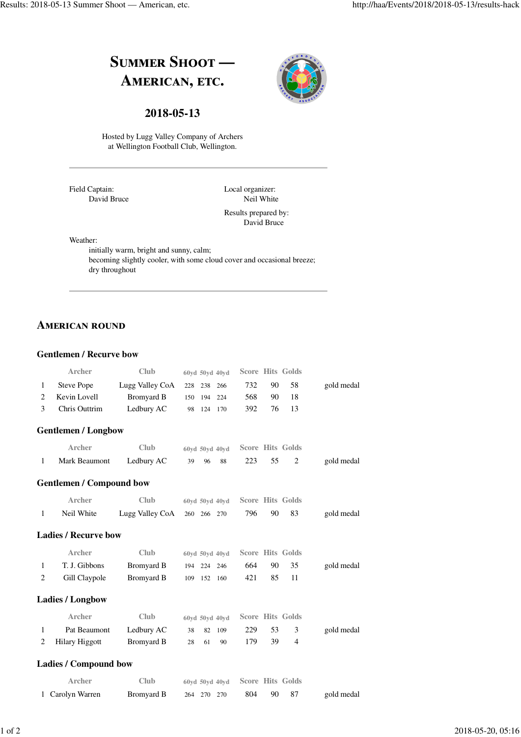# Summer Shoot — American, etc.

## 2018-05-13

Hosted by Lugg Valley Company of Archers
at Wellington Football Club, Wellington.

---

Field Captain:
David Bruce

Local organizer:
Neil White

Results prepared by:
David Bruce

Weather:
initially warm, bright and sunny, calm;
becoming slightly cooler, with some cloud cover and occasional breeze;
dry throughout

---

## American round

### Gentlemen / Recurve bow

| | Archer | Club | 60yd | 50yd | 40yd | Score | Hits | Golds | |
|---|---|---|---|---|---|---|---|---|---|
| 1 | Steve Pope | Lugg Valley CoA | 228 | 238 | 266 | 732 | 90 | 58 | gold medal |
| 2 | Kevin Lovell | Bromyard B | 150 | 194 | 224 | 568 | 90 | 18 | |
| 3 | Chris Outtrim | Ledbury AC | 98 | 124 | 170 | 392 | 76 | 13 | |

### Gentlemen / Longbow

| | Archer | Club | 60yd | 50yd | 40yd | Score | Hits | Golds | |
|---|---|---|---|---|---|---|---|---|---|
| 1 | Mark Beaumont | Ledbury AC | 39 | 96 | 88 | 223 | 55 | 2 | gold medal |

### Gentlemen / Compound bow

| | Archer | Club | 60yd | 50yd | 40yd | Score | Hits | Golds | |
|---|---|---|---|---|---|---|---|---|---|
| 1 | Neil White | Lugg Valley CoA | 260 | 266 | 270 | 796 | 90 | 83 | gold medal |

### Ladies / Recurve bow

| | Archer | Club | 60yd | 50yd | 40yd | Score | Hits | Golds | |
|---|---|---|---|---|---|---|---|---|---|
| 1 | T. J. Gibbons | Bromyard B | 194 | 224 | 246 | 664 | 90 | 35 | gold medal |
| 2 | Gill Claypole | Bromyard B | 109 | 152 | 160 | 421 | 85 | 11 | |

### Ladies / Longbow

| | Archer | Club | 60yd | 50yd | 40yd | Score | Hits | Golds | |
|---|---|---|---|---|---|---|---|---|---|
| 1 | Pat Beaumont | Ledbury AC | 38 | 82 | 109 | 229 | 53 | 3 | gold medal |
| 2 | Hilary Higgott | Bromyard B | 28 | 61 | 90 | 179 | 39 | 4 | |

### Ladies / Compound bow

| | Archer | Club | 60yd | 50yd | 40yd | Score | Hits | Golds | |
|---|---|---|---|---|---|---|---|---|---|
| 1 | Carolyn Warren | Bromyard B | 264 | 270 | 270 | 804 | 90 | 87 | gold medal |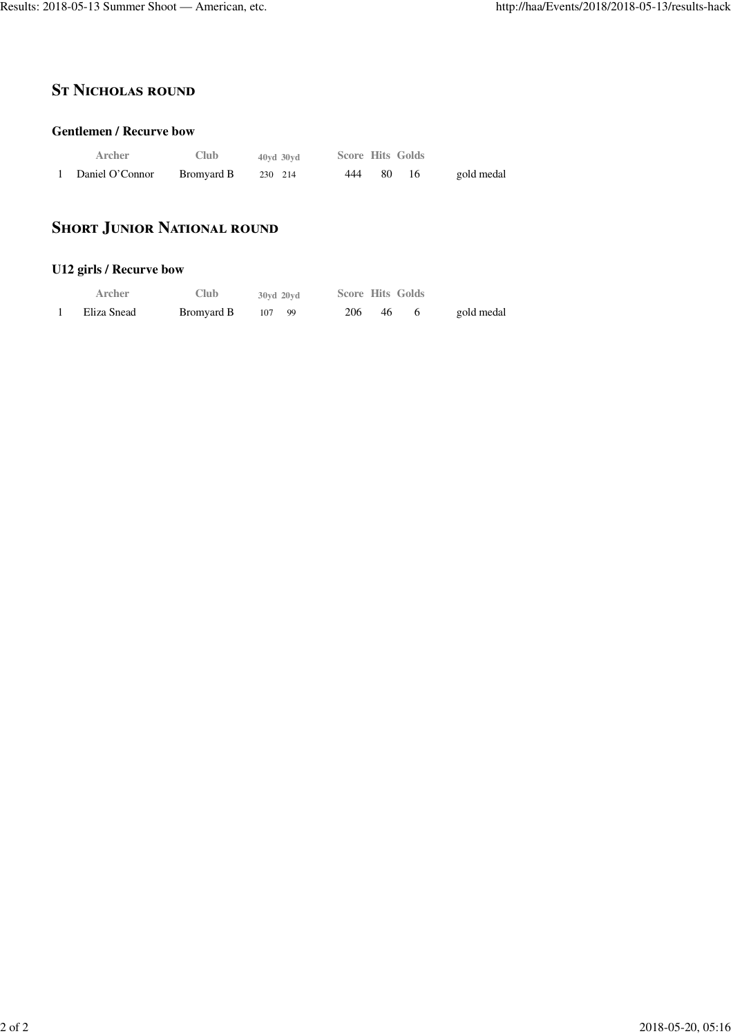## St Nicholas round

### Gentlemen / Recurve bow

| | Archer | Club | 40yd | 30yd | Score | Hits | Golds | |
|---|---|---|---|---|---|---|---|---|
| 1 | Daniel O'Connor | Bromyard B | 230 | 214 | 444 | 80 | 16 | gold medal |

## Short Junior National round

### U12 girls / Recurve bow

| | Archer | Club | 30yd | 20yd | Score | Hits | Golds | |
|---|---|---|---|---|---|---|---|---|
| 1 | Eliza Snead | Bromyard B | 107 | 99 | 206 | 46 | 6 | gold medal |